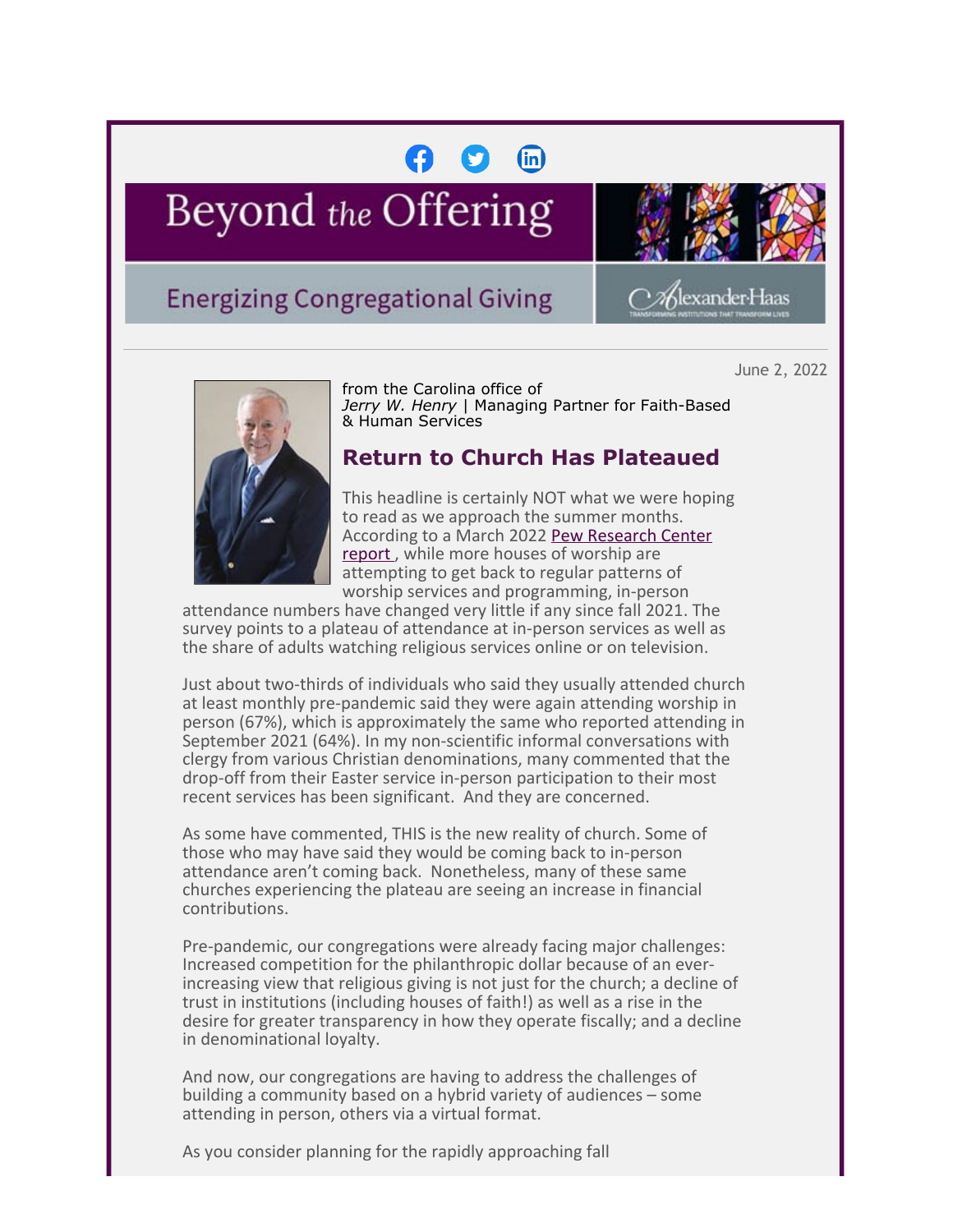# Beyond the Offering

## Energizing Congregational Giving

June 2, 2022

from the Carolina office of
*Jerry W. Henry* | Managing Partner for Faith-Based & Human Services

## Return to Church Has Plateaued

This headline is certainly NOT what we were hoping to read as we approach the summer months. According to a March 2022 Pew Research Center report , while more houses of worship are attempting to get back to regular patterns of worship services and programming, in-person attendance numbers have changed very little if any since fall 2021. The survey points to a plateau of attendance at in-person services as well as the share of adults watching religious services online or on television.

Just about two-thirds of individuals who said they usually attended church at least monthly pre-pandemic said they were again attending worship in person (67%), which is approximately the same who reported attending in September 2021 (64%). In my non-scientific informal conversations with clergy from various Christian denominations, many commented that the drop-off from their Easter service in-person participation to their most recent services has been significant. And they are concerned.

As some have commented, THIS is the new reality of church. Some of those who may have said they would be coming back to in-person attendance aren't coming back. Nonetheless, many of these same churches experiencing the plateau are seeing an increase in financial contributions.

Pre-pandemic, our congregations were already facing major challenges: Increased competition for the philanthropic dollar because of an ever-increasing view that religious giving is not just for the church; a decline of trust in institutions (including houses of faith!) as well as a rise in the desire for greater transparency in how they operate fiscally; and a decline in denominational loyalty.

And now, our congregations are having to address the challenges of building a community based on a hybrid variety of audiences – some attending in person, others via a virtual format.

As you consider planning for the rapidly approaching fall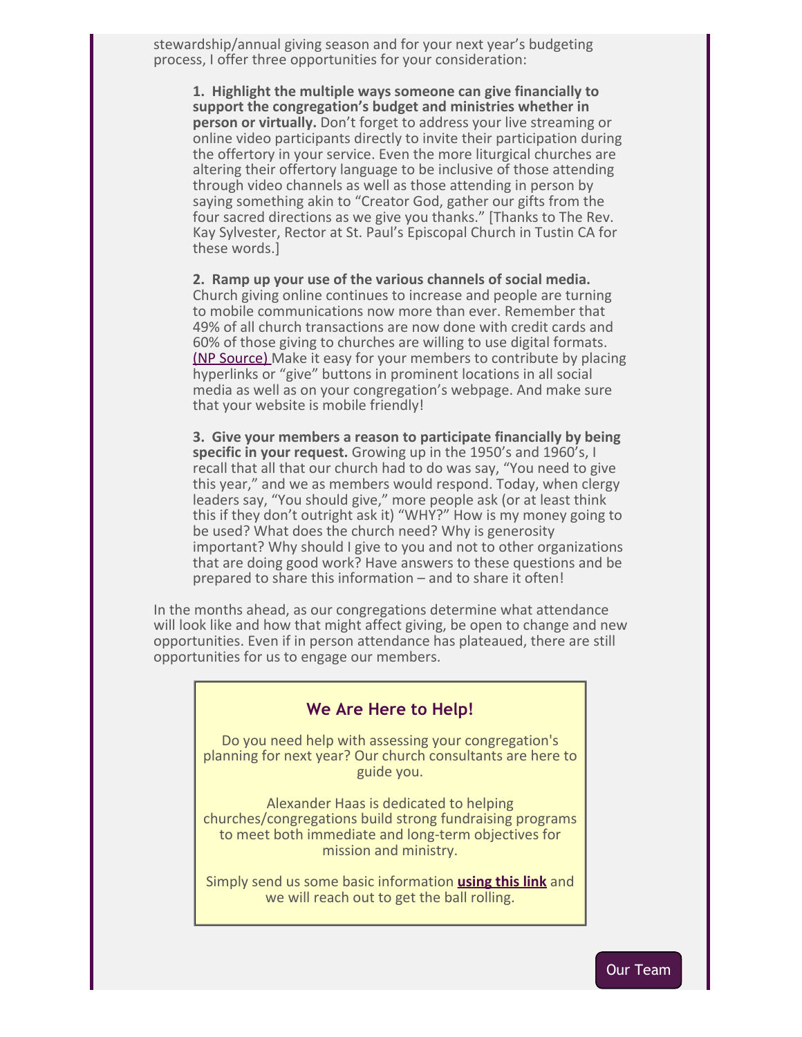stewardship/annual giving season and for your next year's budgeting process, I offer three opportunities for your consideration:

1. **Highlight the multiple ways someone can give financially to support the congregation's budget and ministries whether in person or virtually.** Don't forget to address your live streaming or online video participants directly to invite their participation during the offertory in your service. Even the more liturgical churches are altering their offertory language to be inclusive of those attending through video channels as well as those attending in person by saying something akin to "Creator God, gather our gifts from the four sacred directions as we give you thanks." [Thanks to The Rev. Kay Sylvester, Rector at St. Paul's Episcopal Church in Tustin CA for these words.]

2. **Ramp up your use of the various channels of social media.** Church giving online continues to increase and people are turning to mobile communications now more than ever. Remember that 49% of all church transactions are now done with credit cards and 60% of those giving to churches are willing to use digital formats. (NP Source) Make it easy for your members to contribute by placing hyperlinks or "give" buttons in prominent locations in all social media as well as on your congregation's webpage. And make sure that your website is mobile friendly!

3. **Give your members a reason to participate financially by being specific in your request.** Growing up in the 1950's and 1960's, I recall that all that our church had to do was say, "You need to give this year," and we as members would respond. Today, when clergy leaders say, "You should give," more people ask (or at least think this if they don't outright ask it) "WHY?" How is my money going to be used? What does the church need? Why is generosity important? Why should I give to you and not to other organizations that are doing good work? Have answers to these questions and be prepared to share this information – and to share it often!

In the months ahead, as our congregations determine what attendance will look like and how that might affect giving, be open to change and new opportunities. Even if in person attendance has plateaued, there are still opportunities for us to engage our members.

## We Are Here to Help!

Do you need help with assessing your congregation's planning for next year? Our church consultants are here to guide you.

Alexander Haas is dedicated to helping churches/congregations build strong fundraising programs to meet both immediate and long-term objectives for mission and ministry.

Simply send us some basic information **using this link** and we will reach out to get the ball rolling.

Our Team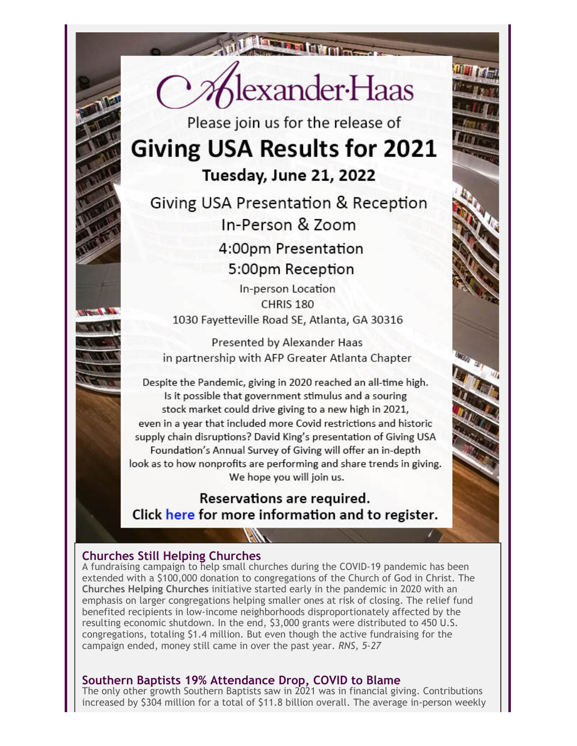# Alexander·Haas

Please join us for the release of

## Giving USA Results for 2021

### Tuesday, June 21, 2022

Giving USA Presentation & Reception
In-Person & Zoom

4:00pm Presentation
5:00pm Reception

In-person Location
CHRIS 180
1030 Fayetteville Road SE, Atlanta, GA 30316

Presented by Alexander Haas
in partnership with AFP Greater Atlanta Chapter

Despite the Pandemic, giving in 2020 reached an all-time high. Is it possible that government stimulus and a souring stock market could drive giving to a new high in 2021, even in a year that included more Covid restrictions and historic supply chain disruptions? David King's presentation of Giving USA Foundation's Annual Survey of Giving will offer an in-depth look as to how nonprofits are performing and share trends in giving. We hope you will join us.

**Reservations are required.**
**Click here for more information and to register.**

### Churches Still Helping Churches

A fundraising campaign to help small churches during the COVID-19 pandemic has been extended with a $100,000 donation to congregations of the Church of God in Christ. The **Churches Helping Churches** initiative started early in the pandemic in 2020 with an emphasis on larger congregations helping smaller ones at risk of closing. The relief fund benefited recipients in low-income neighborhoods disproportionately affected by the resulting economic shutdown. In the end, $3,000 grants were distributed to 450 U.S. congregations, totaling $1.4 million. But even though the active fundraising for the campaign ended, money still came in over the past year. *RNS, 5-27*

### Southern Baptists 19% Attendance Drop, COVID to Blame

The only other growth Southern Baptists saw in 2021 was in financial giving. Contributions increased by $304 million for a total of $11.8 billion overall. The average in-person weekly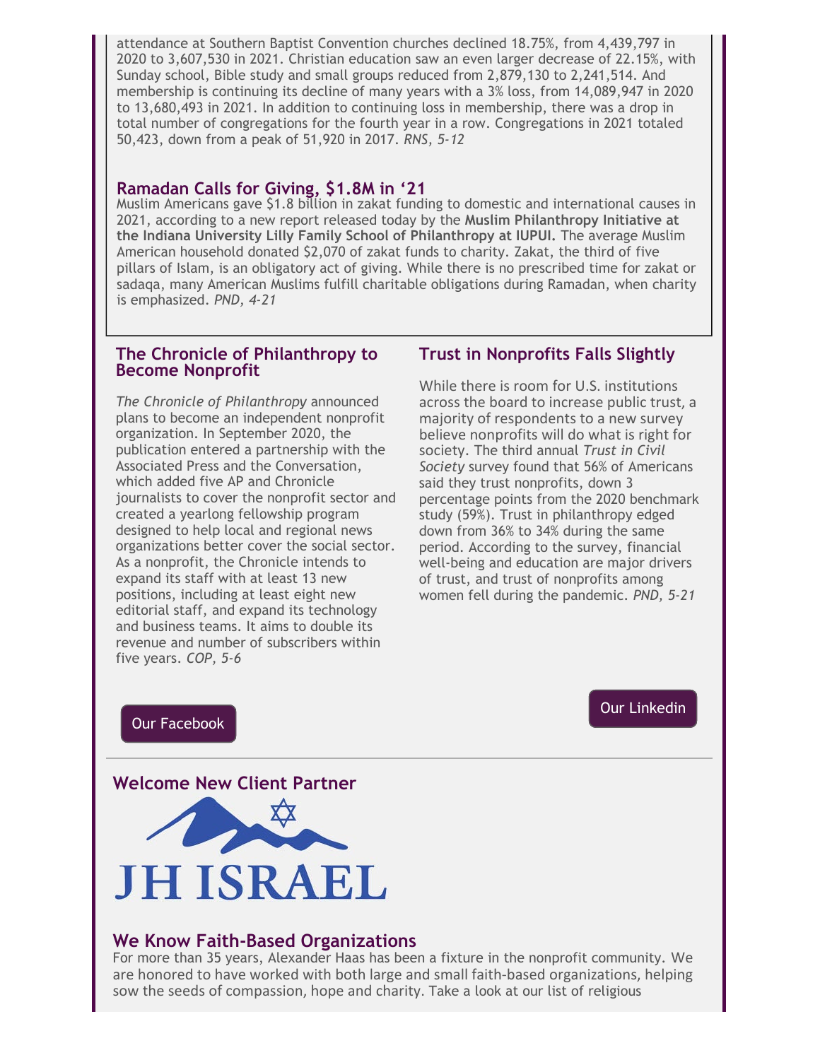attendance at Southern Baptist Convention churches declined 18.75%, from 4,439,797 in 2020 to 3,607,530 in 2021. Christian education saw an even larger decrease of 22.15%, with Sunday school, Bible study and small groups reduced from 2,879,130 to 2,241,514. And membership is continuing its decline of many years with a 3% loss, from 14,089,947 in 2020 to 13,680,493 in 2021. In addition to continuing loss in membership, there was a drop in total number of congregations for the fourth year in a row. Congregations in 2021 totaled 50,423, down from a peak of 51,920 in 2017. *RNS, 5-12*

### Ramadan Calls for Giving, $1.8M in '21

Muslim Americans gave $1.8 billion in zakat funding to domestic and international causes in 2021, according to a new report released today by the **Muslim Philanthropy Initiative at the Indiana University Lilly Family School of Philanthropy at IUPUI.** The average Muslim American household donated $2,070 of zakat funds to charity. Zakat, the third of five pillars of Islam, is an obligatory act of giving. While there is no prescribed time for zakat or sadaqa, many American Muslims fulfill charitable obligations during Ramadan, when charity is emphasized. *PND, 4-21*

### The Chronicle of Philanthropy to Become Nonprofit

*The Chronicle of Philanthropy* announced plans to become an independent nonprofit organization. In September 2020, the publication entered a partnership with the Associated Press and the Conversation, which added five AP and Chronicle journalists to cover the nonprofit sector and created a yearlong fellowship program designed to help local and regional news organizations better cover the social sector. As a nonprofit, the Chronicle intends to expand its staff with at least 13 new positions, including at least eight new editorial staff, and expand its technology and business teams. It aims to double its revenue and number of subscribers within five years. *COP, 5-6*

### Trust in Nonprofits Falls Slightly

While there is room for U.S. institutions across the board to increase public trust, a majority of respondents to a new survey believe nonprofits will do what is right for society. The third annual *Trust in Civil Society* survey found that 56% of Americans said they trust nonprofits, down 3 percentage points from the 2020 benchmark study (59%). Trust in philanthropy edged down from 36% to 34% during the same period. According to the survey, financial well-being and education are major drivers of trust, and trust of nonprofits among women fell during the pandemic. *PND, 5-21*

Our Facebook

Our Linkedin

### Welcome New Client Partner

JH ISRAEL

### We Know Faith-Based Organizations

For more than 35 years, Alexander Haas has been a fixture in the nonprofit community. We are honored to have worked with both large and small faith-based organizations, helping sow the seeds of compassion, hope and charity. Take a look at our list of religious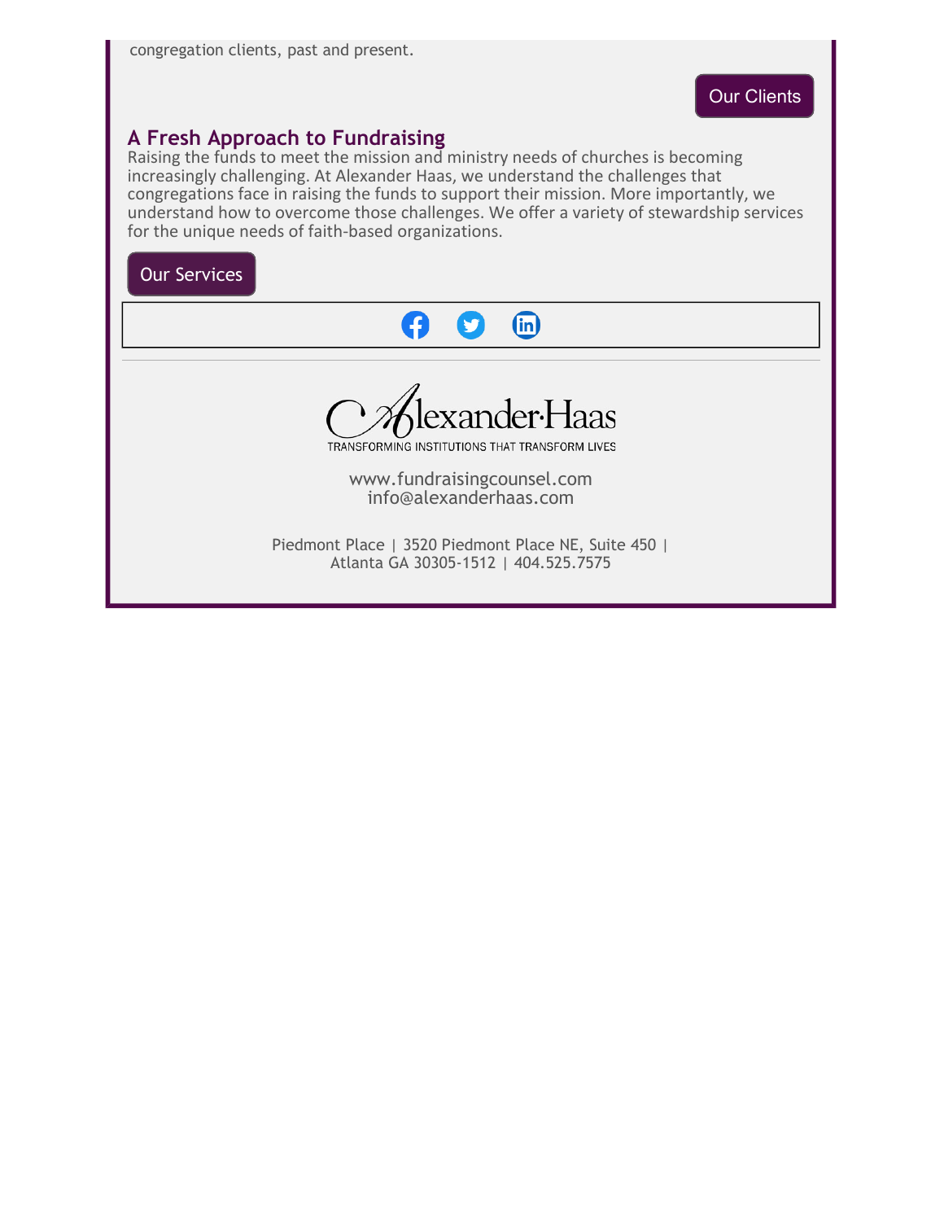congregation clients, past and present.

Our Clients

## A Fresh Approach to Fundraising

Raising the funds to meet the mission and ministry needs of churches is becoming increasingly challenging. At Alexander Haas, we understand the challenges that congregations face in raising the funds to support their mission. More importantly, we understand how to overcome those challenges. We offer a variety of stewardship services for the unique needs of faith-based organizations.

Our Services

AlexanderHaas
TRANSFORMING INSTITUTIONS THAT TRANSFORM LIVES

www.fundraisingcounsel.com
info@alexanderhaas.com

Piedmont Place | 3520 Piedmont Place NE, Suite 450 |
Atlanta GA 30305-1512 | 404.525.7575